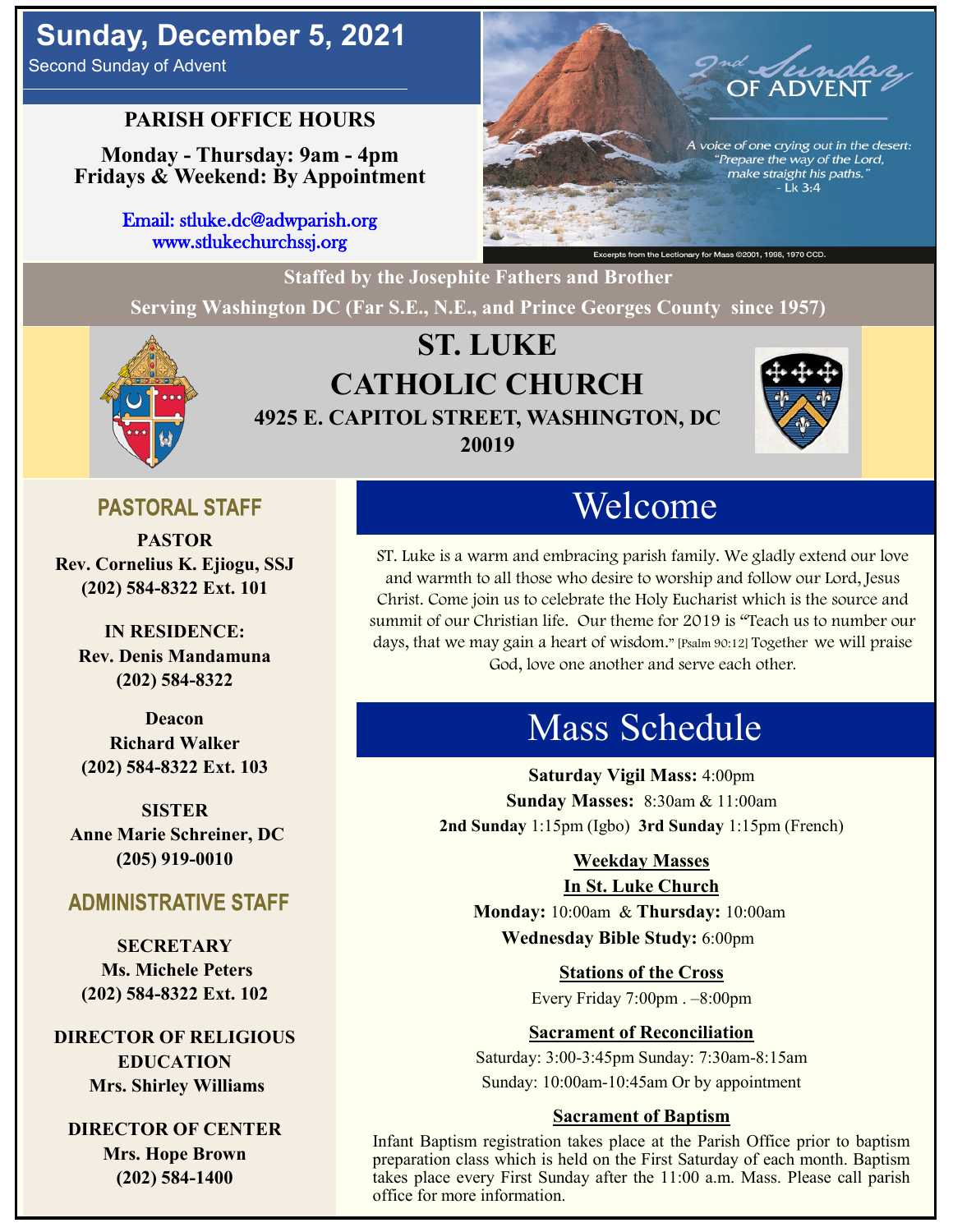# Sunday, December 5, 2021

Second Sunday of Advent

## PARISH OFFICE HOURS

**Monday - Thursday: 9am - 4pm**
**Fridays & Weekend: By Appointment**

Email: stluke.dc@adwparish.org
www.stlukechurchssj.org

2nd Sunday OF ADVENT

*A voice of one crying out in the desert: "Prepare the way of the Lord, make straight his paths." - Lk 3:4*

Excerpts from the Lectionary for Mass ©2001, 1998, 1970 CCD.

**Staffed by the Josephite Fathers and Brother**
**Serving Washington DC (Far S.E., N.E., and Prince Georges County since 1957)**

# ST. LUKE CATHOLIC CHURCH

**4925 E. CAPITOL STREET, WASHINGTON, DC 20019**

## PASTORAL STAFF

**PASTOR**
**Rev. Cornelius K. Ejiogu, SSJ**
**(202) 584-8322 Ext. 101**

**IN RESIDENCE:**
**Rev. Denis Mandamuna**
**(202) 584-8322**

**Deacon**
**Richard Walker**
**(202) 584-8322 Ext. 103**

**SISTER**
**Anne Marie Schreiner, DC**
**(205) 919-0010**

## ADMINISTRATIVE STAFF

**SECRETARY**
**Ms. Michele Peters**
**(202) 584-8322 Ext. 102**

**DIRECTOR OF RELIGIOUS EDUCATION**
**Mrs. Shirley Williams**

**DIRECTOR OF CENTER**
**Mrs. Hope Brown**
**(202) 584-1400**

## Welcome

ST. Luke is a warm and embracing parish family. We gladly extend our love and warmth to all those who desire to worship and follow our Lord, Jesus Christ. Come join us to celebrate the Holy Eucharist which is the source and summit of our Christian life. Our theme for 2019 is "Teach us to number our days, that we may gain a heart of wisdom." [Psalm 90:12] Together we will praise God, love one another and serve each other.

## Mass Schedule

**Saturday Vigil Mass:** 4:00pm
**Sunday Masses:** 8:30am & 11:00am
**2nd Sunday** 1:15pm (Igbo) **3rd Sunday** 1:15pm (French)

**Weekday Masses**
**In St. Luke Church**
**Monday:** 10:00am & **Thursday:** 10:00am
**Wednesday Bible Study:** 6:00pm

**Stations of the Cross**
Every Friday 7:00pm . –8:00pm

**Sacrament of Reconciliation**
Saturday: 3:00-3:45pm Sunday: 7:30am-8:15am
Sunday: 10:00am-10:45am Or by appointment

**Sacrament of Baptism**
Infant Baptism registration takes place at the Parish Office prior to baptism preparation class which is held on the First Saturday of each month. Baptism takes place every First Sunday after the 11:00 a.m. Mass. Please call parish office for more information.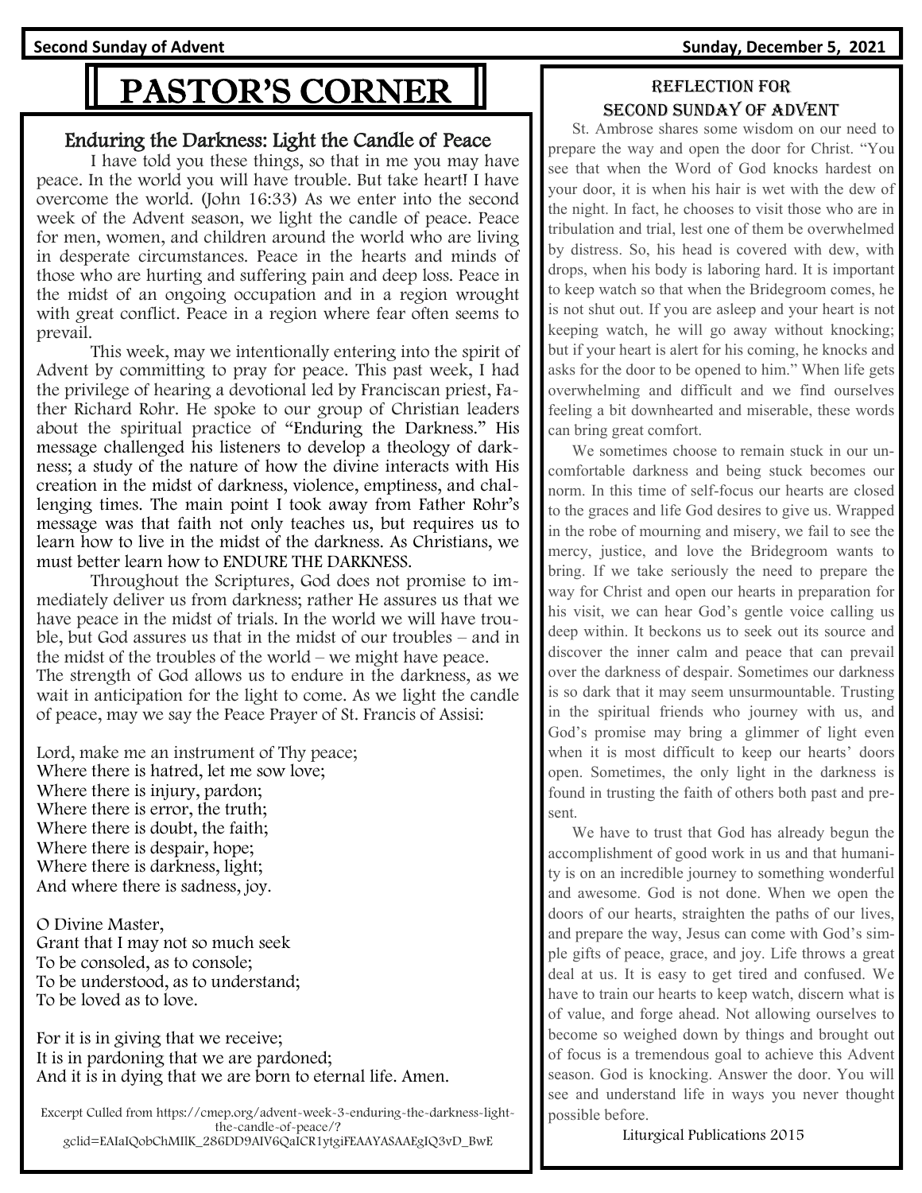# PASTOR'S CORNER

## Enduring the Darkness: Light the Candle of Peace

I have told you these things, so that in me you may have peace. In the world you will have trouble. But take heart! I have overcome the world. (John 16:33) As we enter into the second week of the Advent season, we light the candle of peace. Peace for men, women, and children around the world who are living in desperate circumstances. Peace in the hearts and minds of those who are hurting and suffering pain and deep loss. Peace in the midst of an ongoing occupation and in a region wrought with great conflict. Peace in a region where fear often seems to prevail.

This week, may we intentionally entering into the spirit of Advent by committing to pray for peace. This past week, I had the privilege of hearing a devotional led by Franciscan priest, Father Richard Rohr. He spoke to our group of Christian leaders about the spiritual practice of "Enduring the Darkness." His message challenged his listeners to develop a theology of darkness; a study of the nature of how the divine interacts with His creation in the midst of darkness, violence, emptiness, and challenging times. The main point I took away from Father Rohr's message was that faith not only teaches us, but requires us to learn how to live in the midst of the darkness. As Christians, we must better learn how to ENDURE THE DARKNESS.

Throughout the Scriptures, God does not promise to immediately deliver us from darkness; rather He assures us that we have peace in the midst of trials. In the world we will have trouble, but God assures us that in the midst of our troubles – and in the midst of the troubles of the world – we might have peace.

The strength of God allows us to endure in the darkness, as we wait in anticipation for the light to come. As we light the candle of peace, may we say the Peace Prayer of St. Francis of Assisi:

Lord, make me an instrument of Thy peace;
Where there is hatred, let me sow love;
Where there is injury, pardon;
Where there is error, the truth;
Where there is doubt, the faith;
Where there is despair, hope;
Where there is darkness, light;
And where there is sadness, joy.

O Divine Master,
Grant that I may not so much seek
To be consoled, as to console;
To be understood, as to understand;
To be loved as to love.

For it is in giving that we receive;
It is in pardoning that we are pardoned;
And it is in dying that we are born to eternal life. Amen.

Excerpt Culled from https://cmep.org/advent-week-3-enduring-the-darkness-light-the-candle-of-peace/?gclid=EAIaIQobChMIlK_286DD9AIV6QaICR1ytgiFEAAYASAAEgIQ3vD_BwE

## Reflection for Second Sunday of Advent

St. Ambrose shares some wisdom on our need to prepare the way and open the door for Christ. "You see that when the Word of God knocks hardest on your door, it is when his hair is wet with the dew of the night. In fact, he chooses to visit those who are in tribulation and trial, lest one of them be overwhelmed by distress. So, his head is covered with dew, with drops, when his body is laboring hard. It is important to keep watch so that when the Bridegroom comes, he is not shut out. If you are asleep and your heart is not keeping watch, he will go away without knocking; but if your heart is alert for his coming, he knocks and asks for the door to be opened to him." When life gets overwhelming and difficult and we find ourselves feeling a bit downhearted and miserable, these words can bring great comfort.

We sometimes choose to remain stuck in our uncomfortable darkness and being stuck becomes our norm. In this time of self-focus our hearts are closed to the graces and life God desires to give us. Wrapped in the robe of mourning and misery, we fail to see the mercy, justice, and love the Bridegroom wants to bring. If we take seriously the need to prepare the way for Christ and open our hearts in preparation for his visit, we can hear God's gentle voice calling us deep within. It beckons us to seek out its source and discover the inner calm and peace that can prevail over the darkness of despair. Sometimes our darkness is so dark that it may seem unsurmountable. Trusting in the spiritual friends who journey with us, and God's promise may bring a glimmer of light even when it is most difficult to keep our hearts' doors open. Sometimes, the only light in the darkness is found in trusting the faith of others both past and present.

We have to trust that God has already begun the accomplishment of good work in us and that humanity is on an incredible journey to something wonderful and awesome. God is not done. When we open the doors of our hearts, straighten the paths of our lives, and prepare the way, Jesus can come with God's simple gifts of peace, grace, and joy. Life throws a great deal at us. It is easy to get tired and confused. We have to train our hearts to keep watch, discern what is of value, and forge ahead. Not allowing ourselves to become so weighed down by things and brought out of focus is a tremendous goal to achieve this Advent season. God is knocking. Answer the door. You will see and understand life in ways you never thought possible before.

Liturgical Publications 2015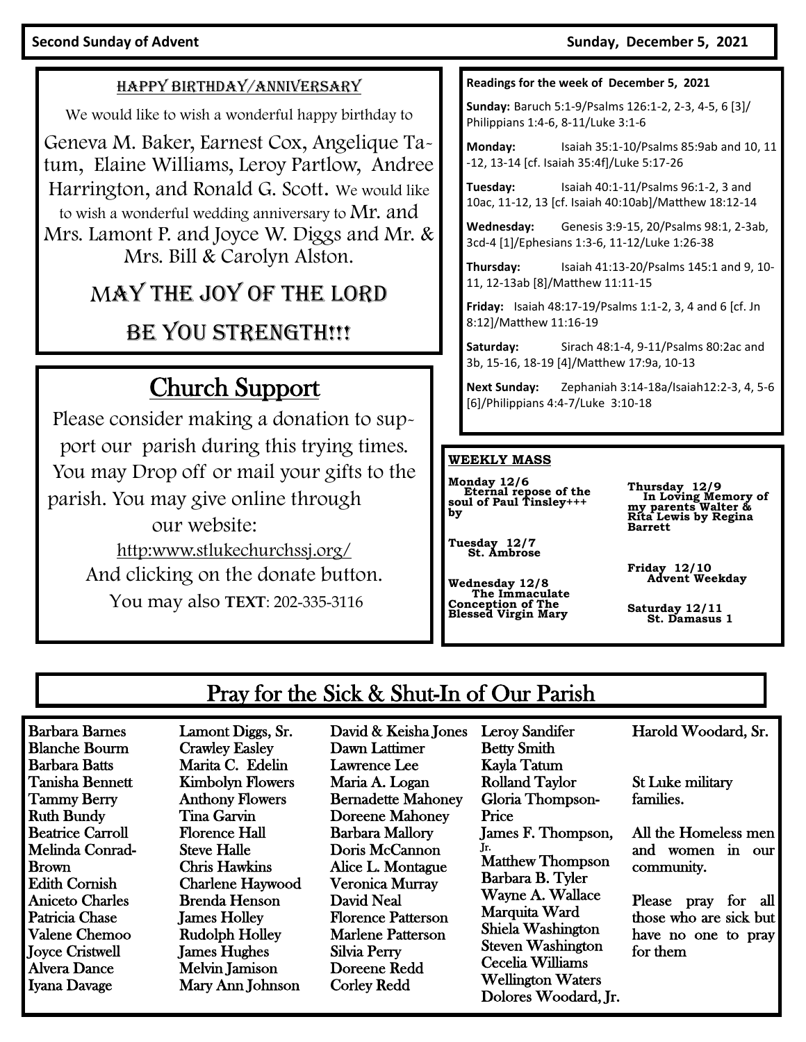**Second Sunday of Advent** **Sunday, December 5, 2021**

## Happy Birthday/Anniversary

We would like to wish a wonderful happy birthday to

Geneva M. Baker, Earnest Cox, Angelique Tatum, Elaine Williams, Leroy Partlow, Andree Harrington, and Ronald G. Scott. We would like to wish a wonderful wedding anniversary to Mr. and Mrs. Lamont P. and Joyce W. Diggs and Mr. & Mrs. Bill & Carolyn Alston.

## May the Joy of the Lord Be You Strength!!!

## Church Support

Please consider making a donation to support our parish during this trying times. You may Drop off or mail your gifts to the parish. You may give online through our website:

http:www.stlukechurchssj.org/

And clicking on the donate button.

You may also **TEXT**: 202-335-3116

**Readings for the week of December 5, 2021**

**Sunday:** Baruch 5:1-9/Psalms 126:1-2, 2-3, 4-5, 6 [3]/ Philippians 1:4-6, 8-11/Luke 3:1-6

**Monday:** Isaiah 35:1-10/Psalms 85:9ab and 10, 11-12, 13-14 [cf. Isaiah 35:4f]/Luke 5:17-26

**Tuesday:** Isaiah 40:1-11/Psalms 96:1-2, 3 and 10ac, 11-12, 13 [cf. Isaiah 40:10ab]/Matthew 18:12-14

**Wednesday:** Genesis 3:9-15, 20/Psalms 98:1, 2-3ab, 3cd-4 [1]/Ephesians 1:3-6, 11-12/Luke 1:26-38

**Thursday:** Isaiah 41:13-20/Psalms 145:1 and 9, 10-11, 12-13ab [8]/Matthew 11:11-15

**Friday:** Isaiah 48:17-19/Psalms 1:1-2, 3, 4 and 6 [cf. Jn 8:12]/Matthew 11:16-19

**Saturday:** Sirach 48:1-4, 9-11/Psalms 80:2ac and 3b, 15-16, 18-19 [4]/Matthew 17:9a, 10-13

**Next Sunday:** Zephaniah 3:14-18a/Isaiah12:2-3, 4, 5-6 [6]/Philippians 4:4-7/Luke 3:10-18

**WEEKLY MASS**

**Monday 12/6**
Eternal repose of the soul of Paul Tinsley+++ by

**Tuesday 12/7**
St. Ambrose

**Wednesday 12/8**
The Immaculate Conception of The Blessed Virgin Mary

**Thursday 12/9**
In Loving Memory of my parents Walter & Rita Lewis by Regina Barrett

**Friday 12/10**
Advent Weekday

**Saturday 12/11**
St. Damasus 1

## Pray for the Sick & Shut-In of Our Parish

Barbara Barnes
Blanche Bourm
Barbara Batts
Tanisha Bennett
Tammy Berry
Ruth Bundy
Beatrice Carroll
Melinda Conrad-Brown
Edith Cornish
Aniceto Charles
Patricia Chase
Valene Chemoo
Joyce Cristwell
Alvera Dance
Iyana Davage

Lamont Diggs, Sr.
Crawley Easley
Marita C. Edelin
Kimbolyn Flowers
Anthony Flowers
Tina Garvin
Florence Hall
Steve Halle
Chris Hawkins
Charlene Haywood
Brenda Henson
James Holley
Rudolph Holley
James Hughes
Melvin Jamison
Mary Ann Johnson

David & Keisha Jones
Dawn Lattimer
Lawrence Lee
Maria A. Logan
Bernadette Mahoney
Doreene Mahoney
Barbara Mallory
Doris McCannon
Alice L. Montague
Veronica Murray
David Neal
Florence Patterson
Marlene Patterson
Silvia Perry
Doreene Redd
Corley Redd

Leroy Sandifer
Betty Smith
Kayla Tatum
Rolland Taylor
Gloria Thompson-Price
James F. Thompson, Jr.
Matthew Thompson
Barbara B. Tyler
Wayne A. Wallace
Marquita Ward
Shiela Washington
Steven Washington
Cecelia Williams
Wellington Waters
Dolores Woodard, Jr.

Harold Woodard, Sr.

St Luke military families.

All the Homeless men and women in our community.

Please pray for all those who are sick but have no one to pray for them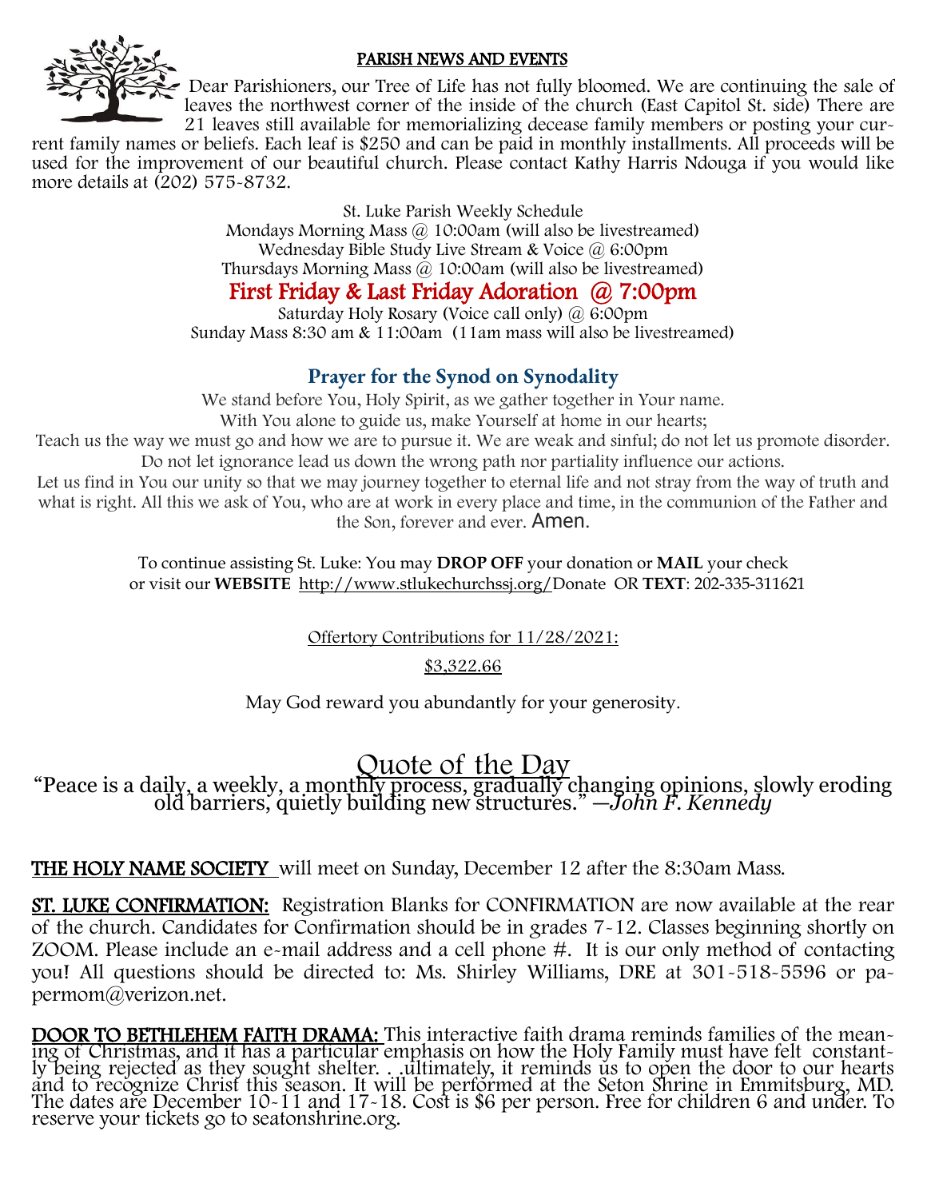## PARISH NEWS AND EVENTS

Dear Parishioners, our Tree of Life has not fully bloomed. We are continuing the sale of leaves the northwest corner of the inside of the church (East Capitol St. side) There are 21 leaves still available for memorializing decease family members or posting your current family names or beliefs. Each leaf is $250 and can be paid in monthly installments. All proceeds will be used for the improvement of our beautiful church. Please contact Kathy Harris Ndouga if you would like more details at (202) 575-8732.

St. Luke Parish Weekly Schedule
Mondays Morning Mass @ 10:00am (will also be livestreamed)
Wednesday Bible Study Live Stream & Voice @ 6:00pm
Thursdays Morning Mass @ 10:00am (will also be livestreamed)

**First Friday & Last Friday Adoration @ 7:00pm**

Saturday Holy Rosary (Voice call only) @ 6:00pm
Sunday Mass 8:30 am & 11:00am (11am mass will also be livestreamed)

### Prayer for the Synod on Synodality

We stand before You, Holy Spirit, as we gather together in Your name.
With You alone to guide us, make Yourself at home in our hearts;
Teach us the way we must go and how we are to pursue it. We are weak and sinful; do not let us promote disorder.
Do not let ignorance lead us down the wrong path nor partiality influence our actions.
Let us find in You our unity so that we may journey together to eternal life and not stray from the way of truth and what is right. All this we ask of You, who are at work in every place and time, in the communion of the Father and the Son, forever and ever. Amen.

To continue assisting St. Luke: You may **DROP OFF** your donation or **MAIL** your check or visit our **WEBSITE** http://www.stlukechurchssj.org/Donate OR **TEXT**: 202-335-311621

Offertory Contributions for 11/28/2021:

$3,322.66

May God reward you abundantly for your generosity.

## Quote of the Day

"Peace is a daily, a weekly, a monthly process, gradually changing opinions, slowly eroding old barriers, quietly building new structures." —*John F. Kennedy*

**THE HOLY NAME SOCIETY** will meet on Sunday, December 12 after the 8:30am Mass.

**ST. LUKE CONFIRMATION:** Registration Blanks for CONFIRMATION are now available at the rear of the church. Candidates for Confirmation should be in grades 7-12. Classes beginning shortly on ZOOM. Please include an e-mail address and a cell phone #. It is our only method of contacting you! All questions should be directed to: Ms. Shirley Williams, DRE at 301-518-5596 or papermom@verizon.net.

**DOOR TO BETHLEHEM FAITH DRAMA:** This interactive faith drama reminds families of the meaning of Christmas, and it has a particular emphasis on how the Holy Family must have felt constantly being rejected as they sought shelter. . .ultimately, it reminds us to open the door to our hearts and to recognize Christ this season. It will be performed at the Seton Shrine in Emmitsburg, MD. The dates are December 10-11 and 17-18. Cost is $6 per person. Free for children 6 and under. To reserve your tickets go to seatonshrine.org.